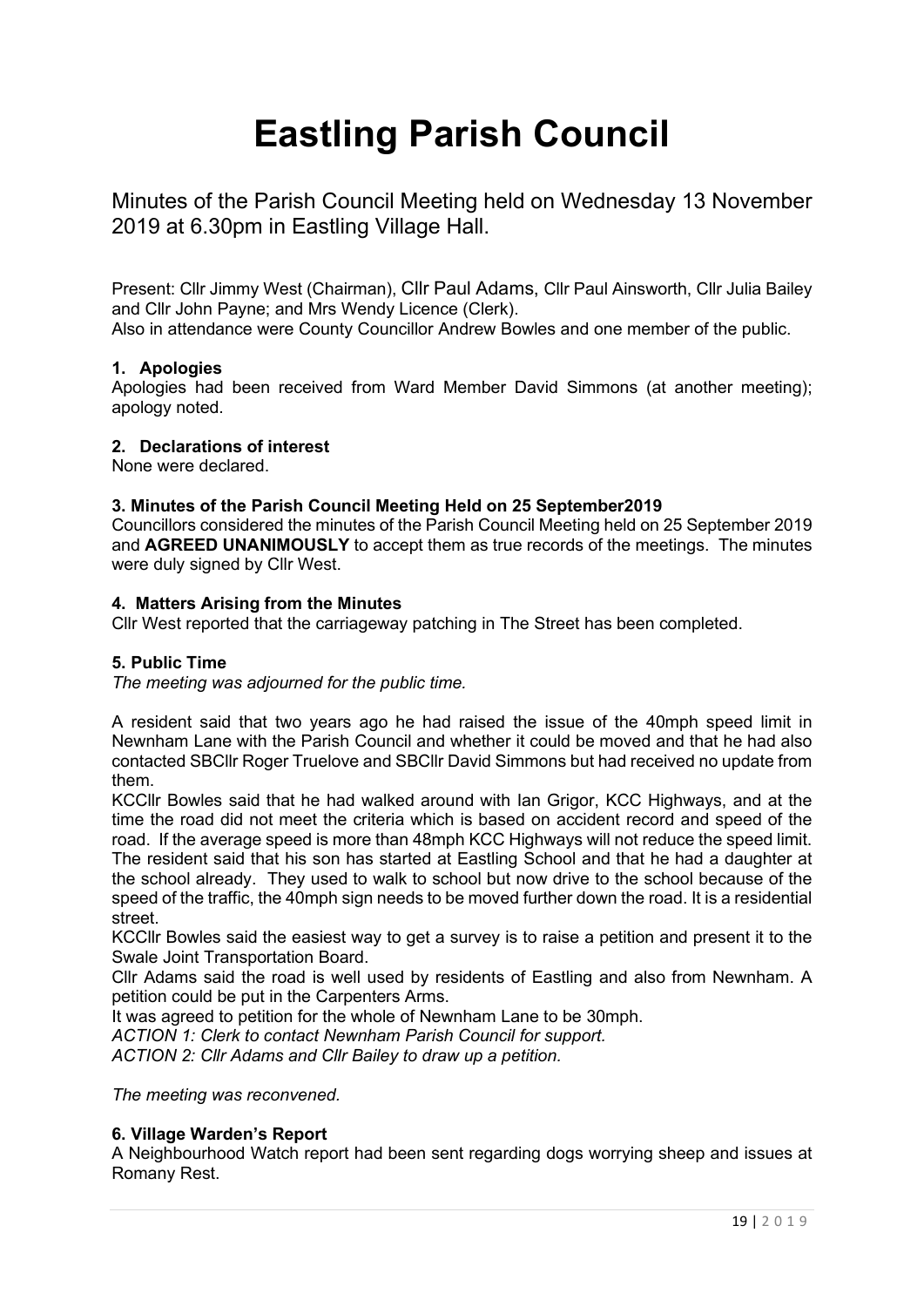# Eastling Parish Council

Minutes of the Parish Council Meeting held on Wednesday 13 November 2019 at 6.30pm in Eastling Village Hall.

Present: Cllr Jimmy West (Chairman), Cllr Paul Adams, Cllr Paul Ainsworth, Cllr Julia Bailey and Cllr John Payne; and Mrs Wendy Licence (Clerk).
Also in attendance were County Councillor Andrew Bowles and one member of the public.

### 1. Apologies

Apologies had been received from Ward Member David Simmons (at another meeting); apology noted.

### 2. Declarations of interest

None were declared.

### 3. Minutes of the Parish Council Meeting Held on 25 September2019

Councillors considered the minutes of the Parish Council Meeting held on 25 September 2019 and **AGREED UNANIMOUSLY** to accept them as true records of the meetings. The minutes were duly signed by Cllr West.

### 4. Matters Arising from the Minutes

Cllr West reported that the carriageway patching in The Street has been completed.

### 5. Public Time

*The meeting was adjourned for the public time.*

A resident said that two years ago he had raised the issue of the 40mph speed limit in Newnham Lane with the Parish Council and whether it could be moved and that he had also contacted SBCllr Roger Truelove and SBCllr David Simmons but had received no update from them.
KCCllr Bowles said that he had walked around with Ian Grigor, KCC Highways, and at the time the road did not meet the criteria which is based on accident record and speed of the road. If the average speed is more than 48mph KCC Highways will not reduce the speed limit.
The resident said that his son has started at Eastling School and that he had a daughter at the school already. They used to walk to school but now drive to the school because of the speed of the traffic, the 40mph sign needs to be moved further down the road. It is a residential street.
KCCllr Bowles said the easiest way to get a survey is to raise a petition and present it to the Swale Joint Transportation Board.
Cllr Adams said the road is well used by residents of Eastling and also from Newnham. A petition could be put in the Carpenters Arms.
It was agreed to petition for the whole of Newnham Lane to be 30mph.
*ACTION 1: Clerk to contact Newnham Parish Council for support.*
*ACTION 2: Cllr Adams and Cllr Bailey to draw up a petition.*

*The meeting was reconvened.*

### 6. Village Warden's Report

A Neighbourhood Watch report had been sent regarding dogs worrying sheep and issues at Romany Rest.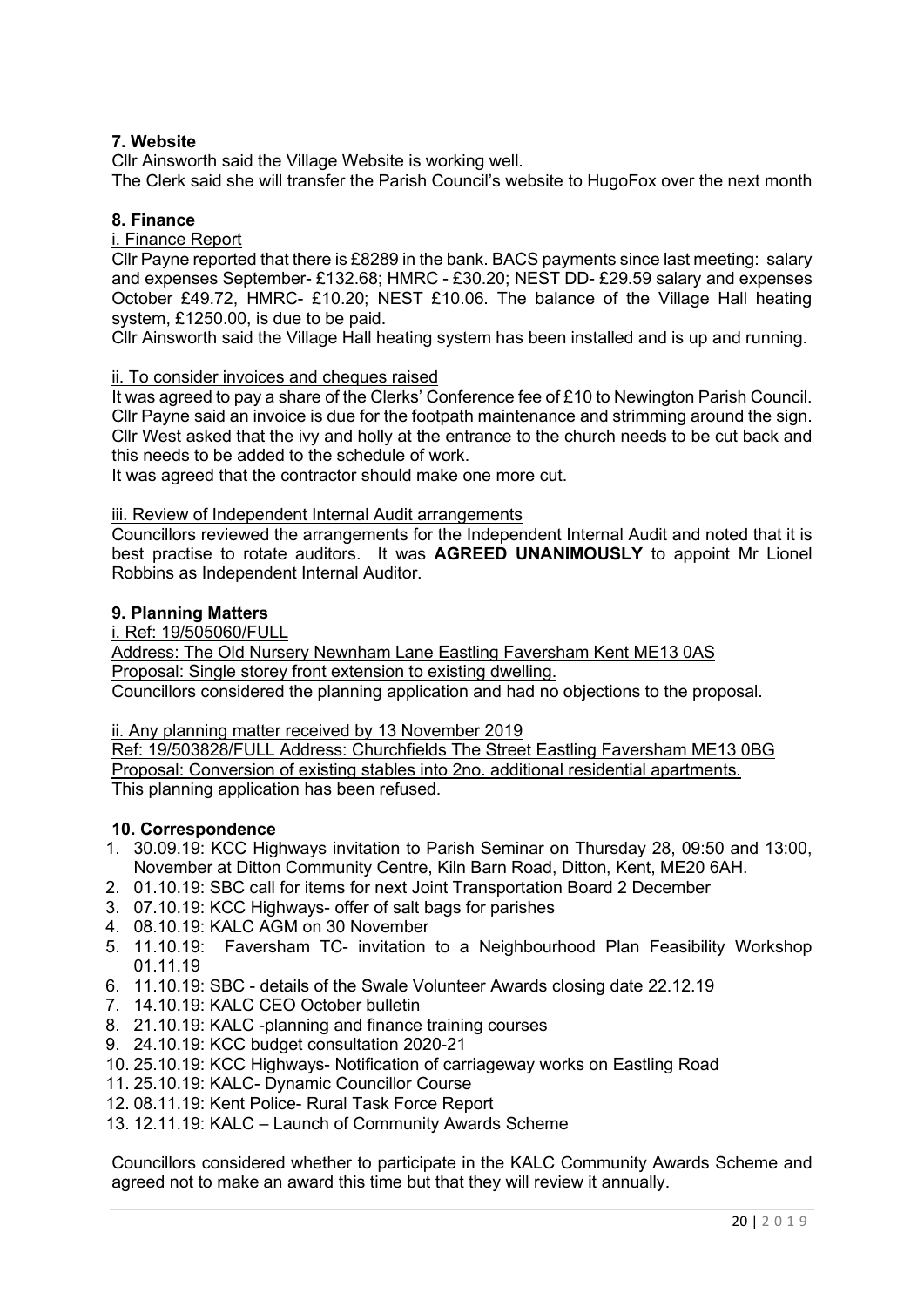**7. Website**

Cllr Ainsworth said the Village Website is working well.
The Clerk said she will transfer the Parish Council's website to HugoFox over the next month

**8. Finance**

i. Finance Report

Cllr Payne reported that there is £8289 in the bank. BACS payments since last meeting: salary and expenses September- £132.68; HMRC - £30.20; NEST DD- £29.59 salary and expenses October £49.72, HMRC- £10.20; NEST £10.06. The balance of the Village Hall heating system, £1250.00, is due to be paid.
Cllr Ainsworth said the Village Hall heating system has been installed and is up and running.

ii. To consider invoices and cheques raised

It was agreed to pay a share of the Clerks' Conference fee of £10 to Newington Parish Council. Cllr Payne said an invoice is due for the footpath maintenance and strimming around the sign. Cllr West asked that the ivy and holly at the entrance to the church needs to be cut back and this needs to be added to the schedule of work.
It was agreed that the contractor should make one more cut.

iii. Review of Independent Internal Audit arrangements

Councillors reviewed the arrangements for the Independent Internal Audit and noted that it is best practise to rotate auditors. It was **AGREED UNANIMOUSLY** to appoint Mr Lionel Robbins as Independent Internal Auditor.

**9. Planning Matters**

i. Ref: 19/505060/FULL
Address: The Old Nursery Newnham Lane Eastling Faversham Kent ME13 0AS
Proposal: Single storey front extension to existing dwelling.
Councillors considered the planning application and had no objections to the proposal.

ii. Any planning matter received by 13 November 2019
Ref: 19/503828/FULL Address: Churchfields The Street Eastling Faversham ME13 0BG
Proposal: Conversion of existing stables into 2no. additional residential apartments.
This planning application has been refused.

**10. Correspondence**

1. 30.09.19: KCC Highways invitation to Parish Seminar on Thursday 28, 09:50 and 13:00, November at Ditton Community Centre, Kiln Barn Road, Ditton, Kent, ME20 6AH.
2. 01.10.19: SBC call for items for next Joint Transportation Board 2 December
3. 07.10.19: KCC Highways- offer of salt bags for parishes
4. 08.10.19: KALC AGM on 30 November
5. 11.10.19: Faversham TC- invitation to a Neighbourhood Plan Feasibility Workshop 01.11.19
6. 11.10.19: SBC - details of the Swale Volunteer Awards closing date 22.12.19
7. 14.10.19: KALC CEO October bulletin
8. 21.10.19: KALC -planning and finance training courses
9. 24.10.19: KCC budget consultation 2020-21
10. 25.10.19: KCC Highways- Notification of carriageway works on Eastling Road
11. 25.10.19: KALC- Dynamic Councillor Course
12. 08.11.19: Kent Police- Rural Task Force Report
13. 12.11.19: KALC – Launch of Community Awards Scheme

Councillors considered whether to participate in the KALC Community Awards Scheme and agreed not to make an award this time but that they will review it annually.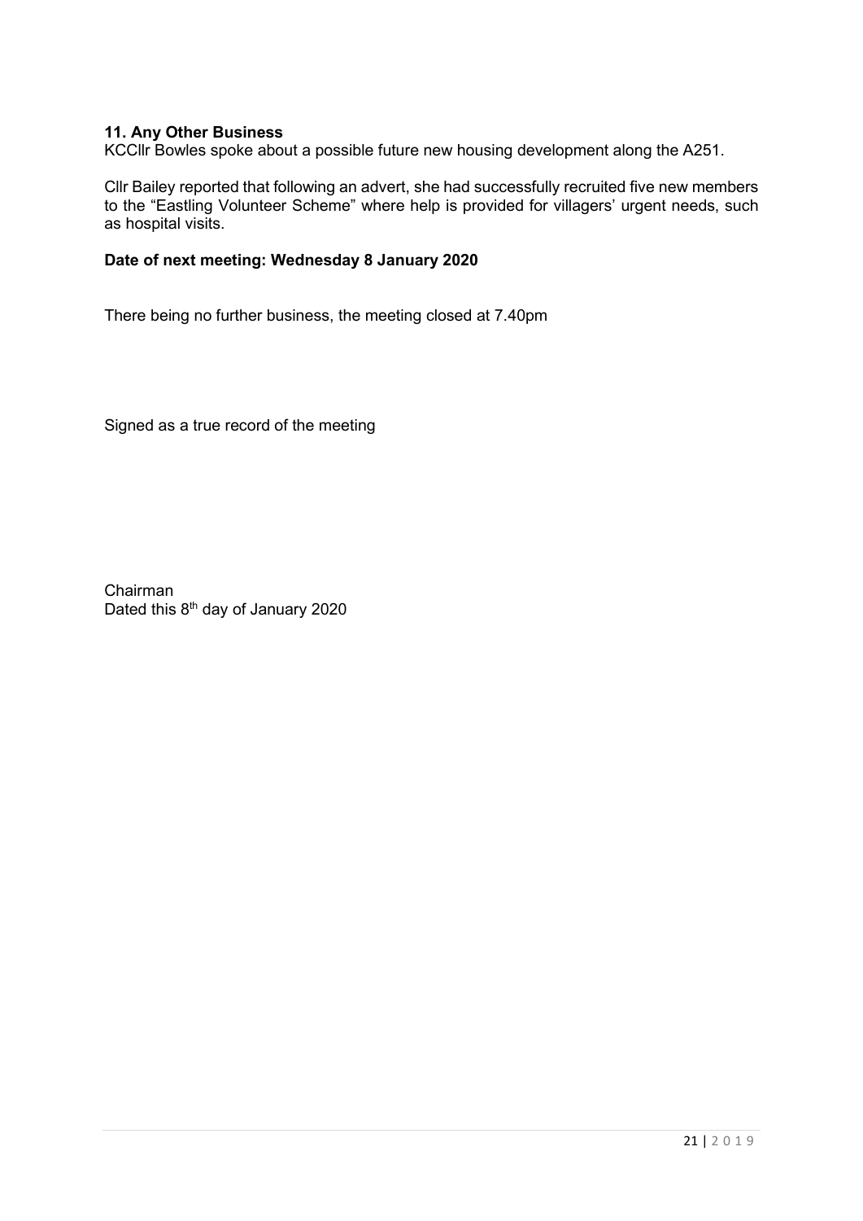**11. Any Other Business**

KCCllr Bowles spoke about a possible future new housing development along the A251.

Cllr Bailey reported that following an advert, she had successfully recruited five new members to the "Eastling Volunteer Scheme" where help is provided for villagers' urgent needs, such as hospital visits.

**Date of next meeting: Wednesday 8 January 2020**

There being no further business, the meeting closed at 7.40pm

Signed as a true record of the meeting

Chairman
Dated this 8th day of January 2020